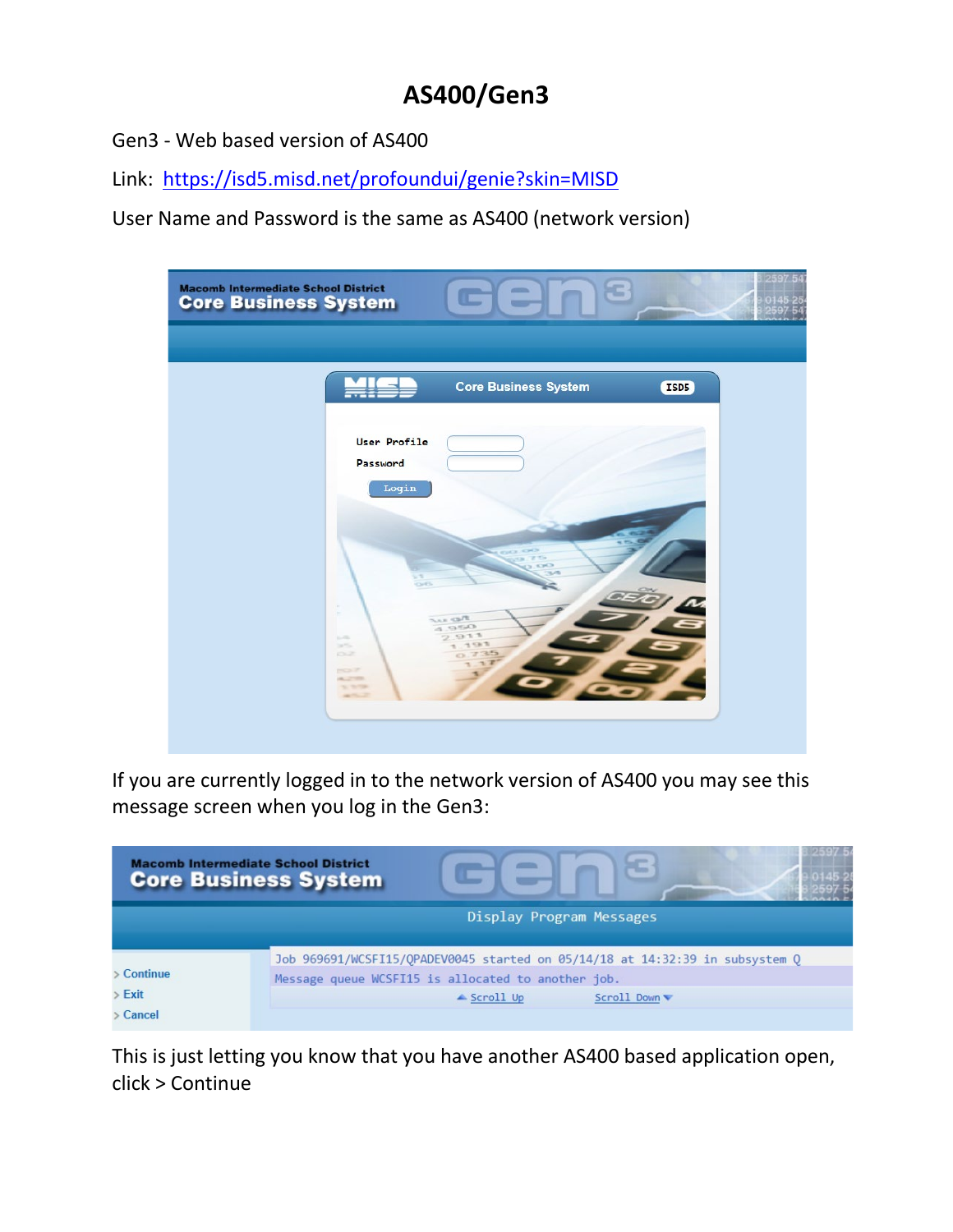# AS400/Gen3

Gen3 - Web based version of AS400

Link: https://isd5.misd.net/profoundui/genie?skin=MISD

User Name and Password is the same as AS400 (network version)

If you are currently logged in to the network version of AS400 you may see this message screen when you log in the Gen3:

This is just letting you know that you have another AS400 based application open, click > Continue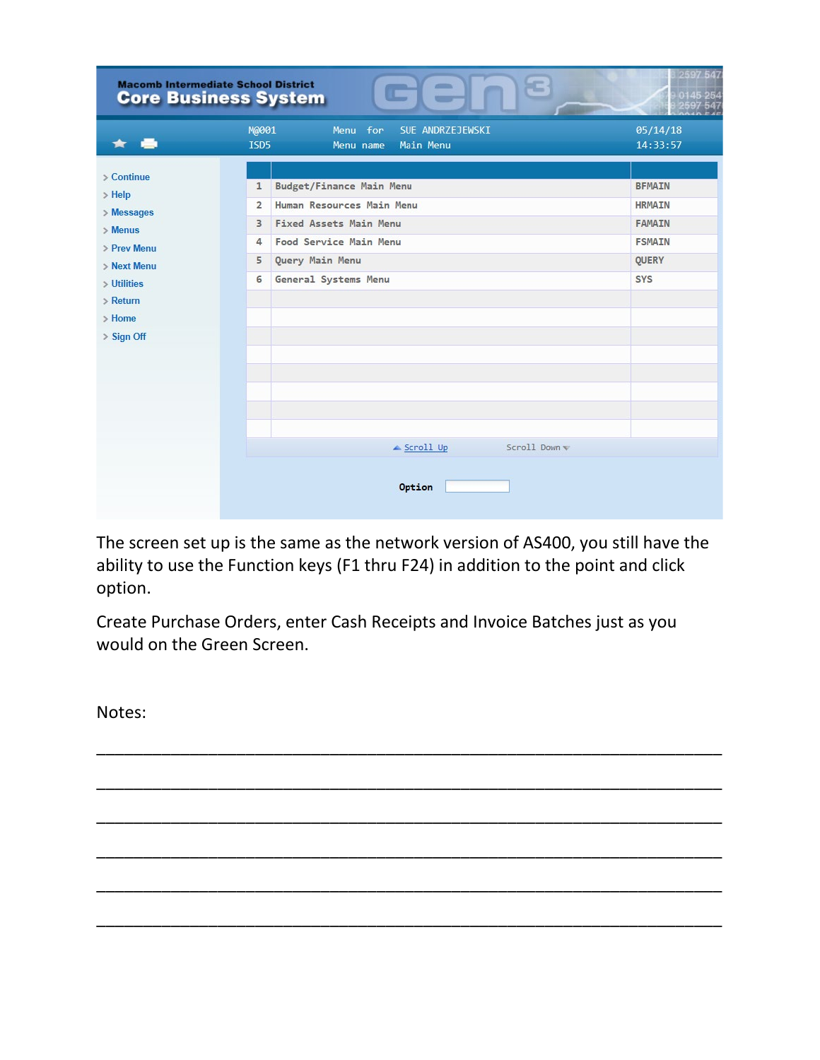Macomb Intermediate School District
Core Business System

M@001 Menu for SUE ANDRZEJEWSKI 05/14/18
ISD5 Menu name Main Menu 14:33:57

- Continue
- Help
- Messages
- Menus
- Prev Menu
- Next Menu
- Utilities
- Return
- Home
- Sign Off

| | | |
|---|---|---|
| 1 | Budget/Finance Main Menu | BFMAIN |
| 2 | Human Resources Main Menu | HRMAIN |
| 3 | Fixed Assets Main Menu | FAMAIN |
| 4 | Food Service Main Menu | FSMAIN |
| 5 | Query Main Menu | QUERY |
| 6 | General Systems Menu | SYS |

Scroll Up Scroll Down

Option

The screen set up is the same as the network version of AS400, you still have the ability to use the Function keys (F1 thru F24) in addition to the point and click option.

Create Purchase Orders, enter Cash Receipts and Invoice Batches just as you would on the Green Screen.

Notes:

______________________________________________________________

______________________________________________________________

______________________________________________________________

______________________________________________________________

______________________________________________________________

______________________________________________________________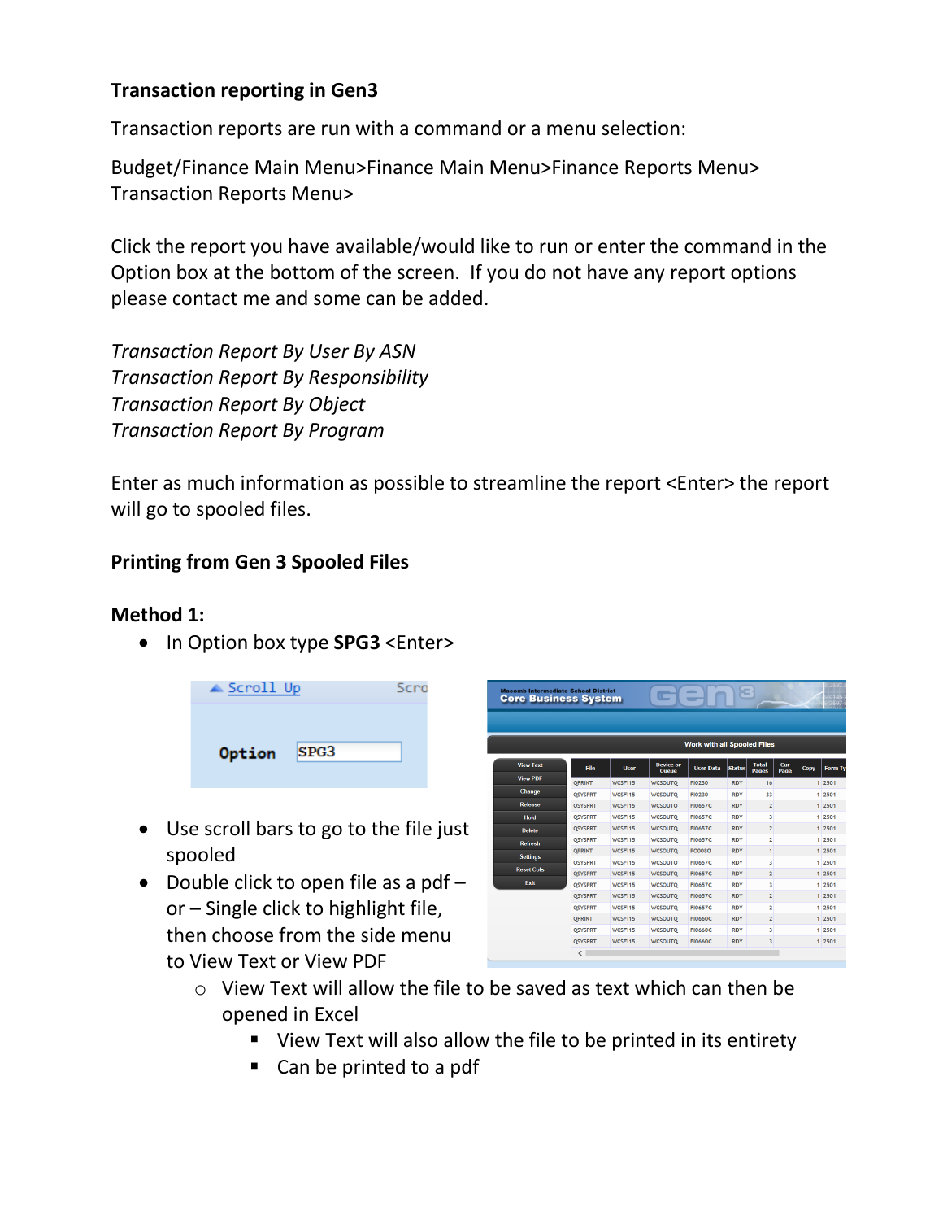**Transaction reporting in Gen3**

Transaction reports are run with a command or a menu selection:

Budget/Finance Main Menu>Finance Main Menu>Finance Reports Menu> Transaction Reports Menu>

Click the report you have available/would like to run or enter the command in the Option box at the bottom of the screen. If you do not have any report options please contact me and some can be added.

*Transaction Report By User By ASN*
*Transaction Report By Responsibility*
*Transaction Report By Object*
*Transaction Report By Program*

Enter as much information as possible to streamline the report <Enter> the report will go to spooled files.

**Printing from Gen 3 Spooled Files**

**Method 1:**

- In Option box type **SPG3** <Enter>
- Use scroll bars to go to the file just spooled
- Double click to open file as a pdf – or – Single click to highlight file, then choose from the side menu to View Text or View PDF
  - View Text will allow the file to be saved as text which can then be opened in Excel
    - View Text will also allow the file to be printed in its entirety
    - Can be printed to a pdf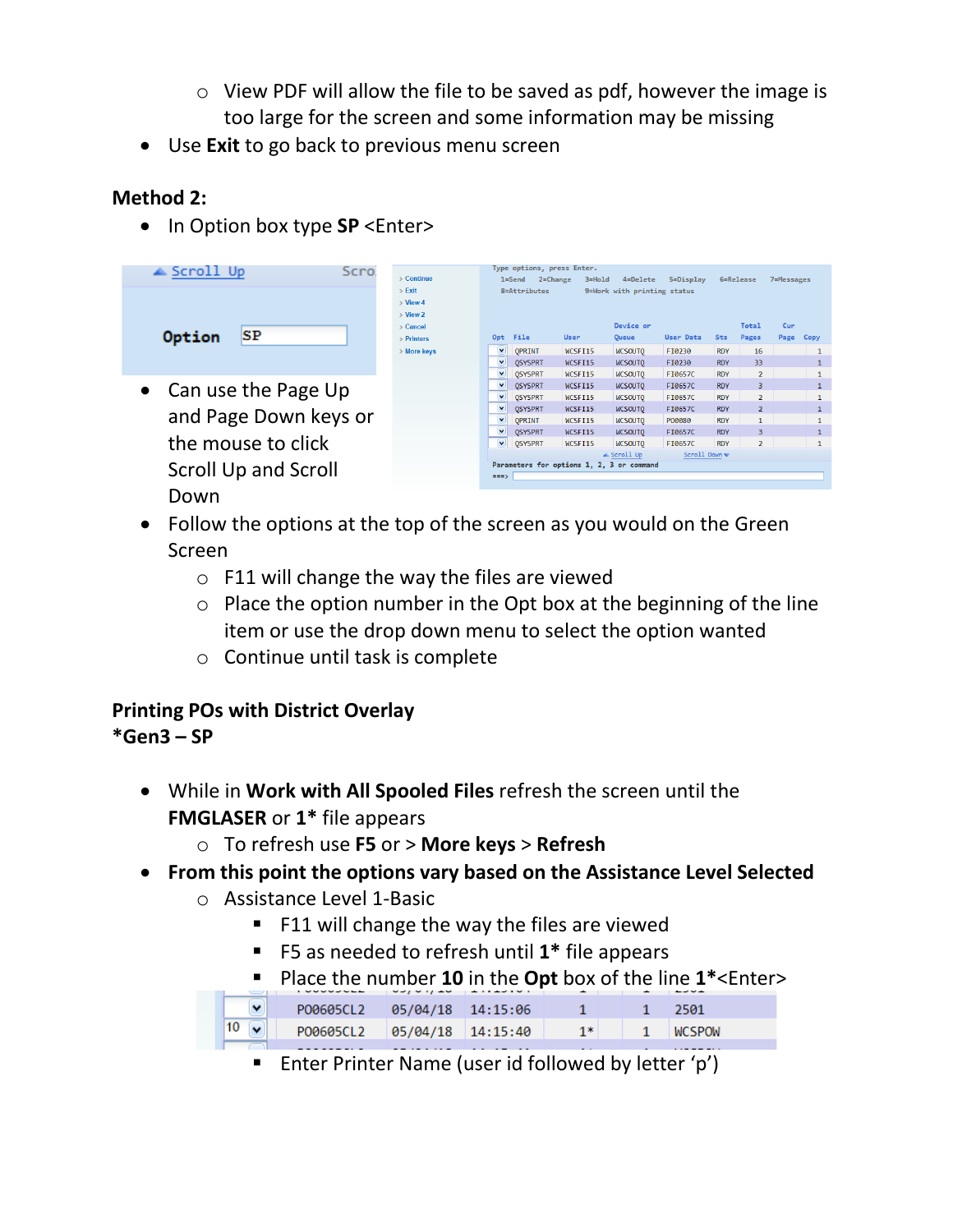- View PDF will allow the file to be saved as pdf, however the image is too large for the screen and some information may be missing
- Use **Exit** to go back to previous menu screen

**Method 2:**

- In Option box type **SP** <Enter>
- Can use the Page Up and Page Down keys or the mouse to click Scroll Up and Scroll Down
- Follow the options at the top of the screen as you would on the Green Screen
  - F11 will change the way the files are viewed
  - Place the option number in the Opt box at the beginning of the line item or use the drop down menu to select the option wanted
  - Continue until task is complete

**Printing POs with District Overlay**
***Gen3 – SP**

- While in **Work with All Spooled Files** refresh the screen until the **FMGLASER** or **1*** file appears
  - To refresh use **F5** or > **More keys** > **Refresh**
- **From this point the options vary based on the Assistance Level Selected**
  - Assistance Level 1-Basic
    - F11 will change the way the files are viewed
    - F5 as needed to refresh until **1*** file appears
    - Place the number **10** in the **Opt** box of the line **1***<Enter>
    - Enter Printer Name (user id followed by letter 'p')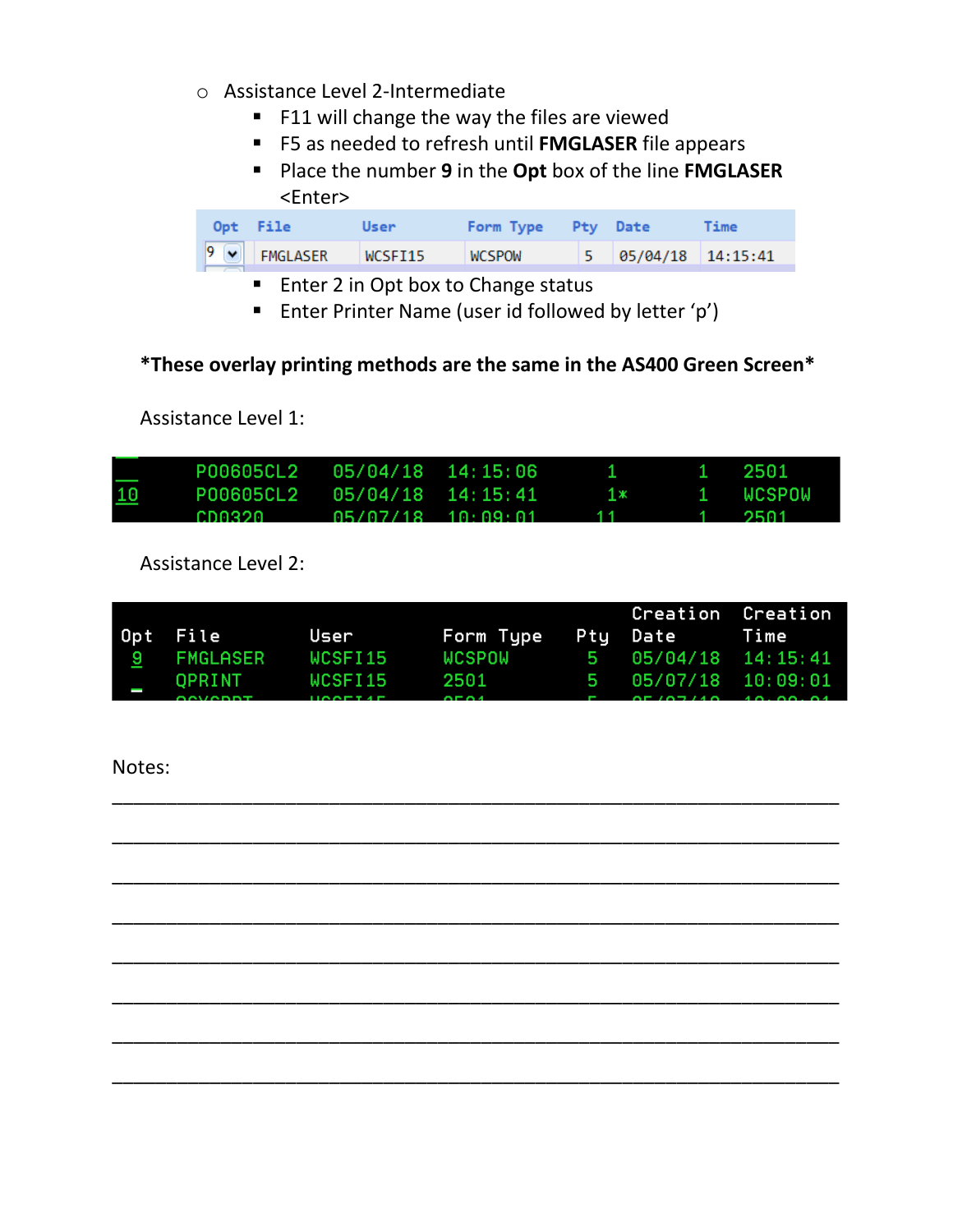- Assistance Level 2-Intermediate
  - F11 will change the way the files are viewed
  - F5 as needed to refresh until **FMGLASER** file appears
  - Place the number **9** in the **Opt** box of the line **FMGLASER** <Enter>

| Opt | File | User | Form Type | Pty | Date | Time |
|---|---|---|---|---|---|---|
| 9 | FMGLASER | WCSFI15 | WCSPOW | 5 | 05/04/18 | 14:15:41 |

  - Enter 2 in Opt box to Change status
  - Enter Printer Name (user id followed by letter 'p')

**\*These overlay printing methods are the same in the AS400 Green Screen\***

Assistance Level 1:

| | | | | | | |
|---|---|---|---|---|---|---|
| | P00605CL2 | 05/04/18 | 14:15:06 | 1 | 1 | 2501 |
| 10 | P00605CL2 | 05/04/18 | 14:15:41 | 1* | 1 | WCSPOW |
| | CD0320 | 05/07/18 | 10:09:01 | 11 | 1 | 2501 |

Assistance Level 2:

| Opt | File | User | Form Type | Pty | Creation Date | Creation Time |
|---|---|---|---|---|---|---|
| 9 | FMGLASER | WCSFI15 | WCSPOW | 5 | 05/04/18 | 14:15:41 |
| _ | QPRINT | WCSFI15 | 2501 | 5 | 05/07/18 | 10:09:01 |

Notes:

______________________________________________________________________

______________________________________________________________________

______________________________________________________________________

______________________________________________________________________

______________________________________________________________________

______________________________________________________________________

______________________________________________________________________

______________________________________________________________________